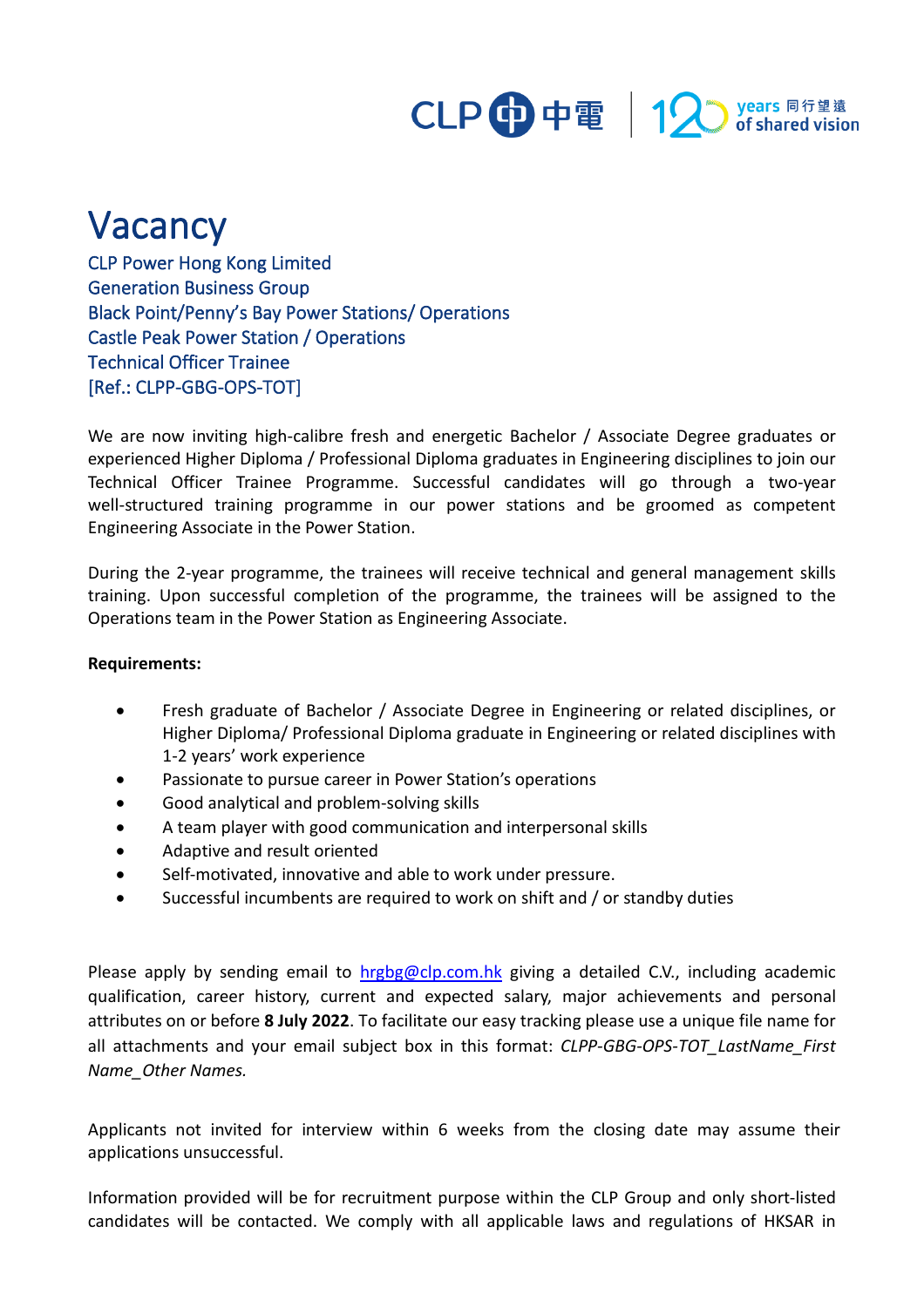# Vacancy

CLP Power Hong Kong Limited
Generation Business Group
Black Point/Penny's Bay Power Stations/ Operations
Castle Peak Power Station / Operations
Technical Officer Trainee
[Ref.: CLPP-GBG-OPS-TOT]

We are now inviting high-calibre fresh and energetic Bachelor / Associate Degree graduates or experienced Higher Diploma / Professional Diploma graduates in Engineering disciplines to join our Technical Officer Trainee Programme. Successful candidates will go through a two-year well-structured training programme in our power stations and be groomed as competent Engineering Associate in the Power Station.

During the 2-year programme, the trainees will receive technical and general management skills training. Upon successful completion of the programme, the trainees will be assigned to the Operations team in the Power Station as Engineering Associate.

**Requirements:**

- Fresh graduate of Bachelor / Associate Degree in Engineering or related disciplines, or Higher Diploma/ Professional Diploma graduate in Engineering or related disciplines with 1-2 years' work experience
- Passionate to pursue career in Power Station's operations
- Good analytical and problem-solving skills
- A team player with good communication and interpersonal skills
- Adaptive and result oriented
- Self-motivated, innovative and able to work under pressure.
- Successful incumbents are required to work on shift and / or standby duties

Please apply by sending email to hrgbg@clp.com.hk giving a detailed C.V., including academic qualification, career history, current and expected salary, major achievements and personal attributes on or before **8 July 2022**. To facilitate our easy tracking please use a unique file name for all attachments and your email subject box in this format: *CLPP-GBG-OPS-TOT_LastName_First Name_Other Names.*

Applicants not invited for interview within 6 weeks from the closing date may assume their applications unsuccessful.

Information provided will be for recruitment purpose within the CLP Group and only short-listed candidates will be contacted. We comply with all applicable laws and regulations of HKSAR in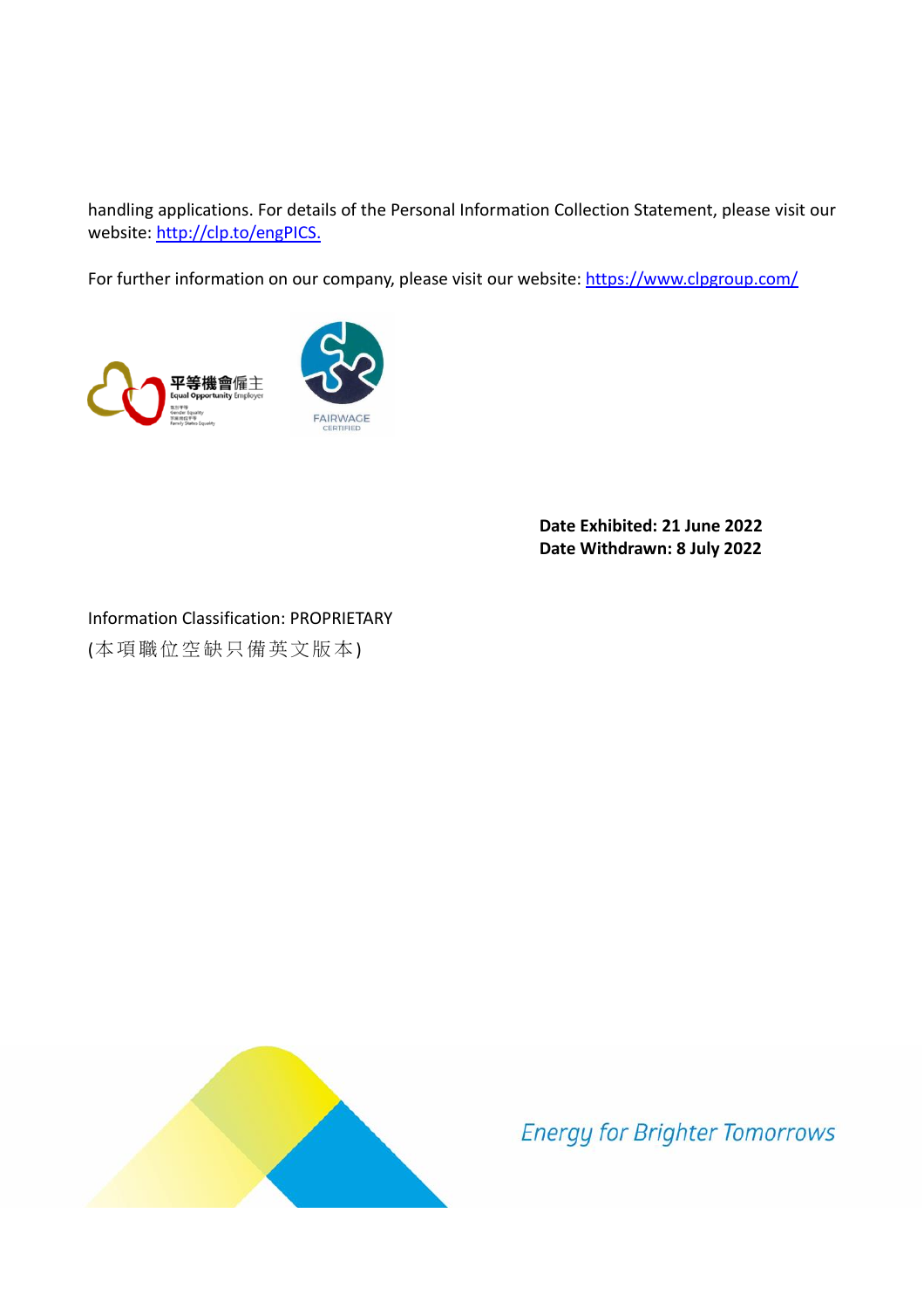handling applications. For details of the Personal Information Collection Statement, please visit our website: http://clp.to/engPICS.

For further information on our company, please visit our website: https://www.clpgroup.com/

**Date Exhibited: 21 June 2022**
**Date Withdrawn: 8 July 2022**

Information Classification: PROPRIETARY
(本項職位空缺只備英文版本)

*Energy for Brighter Tomorrows*